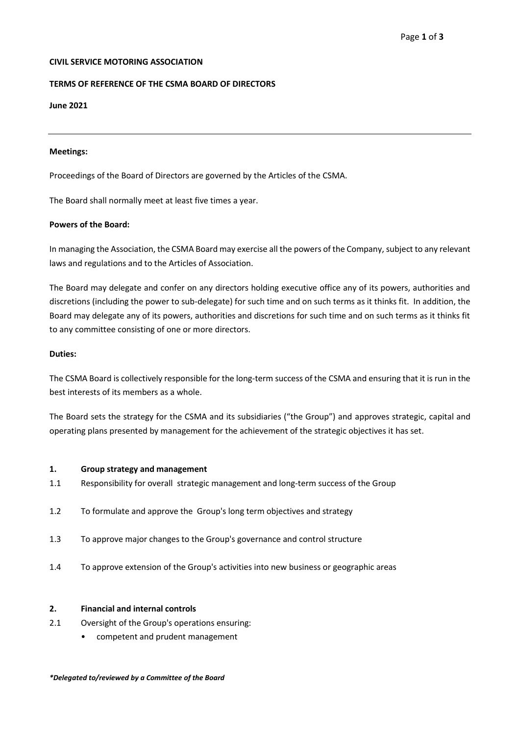**CIVIL SERVICE MOTORING ASSOCIATION**

**TERMS OF REFERENCE OF THE CSMA BOARD OF DIRECTORS**

**June 2021**

---

**Meetings:**

Proceedings of the Board of Directors are governed by the Articles of the CSMA.

The Board shall normally meet at least five times a year.

**Powers of the Board:**

In managing the Association, the CSMA Board may exercise all the powers of the Company, subject to any relevant laws and regulations and to the Articles of Association.

The Board may delegate and confer on any directors holding executive office any of its powers, authorities and discretions (including the power to sub-delegate) for such time and on such terms as it thinks fit. In addition, the Board may delegate any of its powers, authorities and discretions for such time and on such terms as it thinks fit to any committee consisting of one or more directors.

**Duties:**

The CSMA Board is collectively responsible for the long-term success of the CSMA and ensuring that it is run in the best interests of its members as a whole.

The Board sets the strategy for the CSMA and its subsidiaries ("the Group") and approves strategic, capital and operating plans presented by management for the achievement of the strategic objectives it has set.

**1. Group strategy and management**

1.1 Responsibility for overall strategic management and long-term success of the Group

1.2 To formulate and approve the Group's long term objectives and strategy

1.3 To approve major changes to the Group's governance and control structure

1.4 To approve extension of the Group's activities into new business or geographic areas

**2. Financial and internal controls**

2.1 Oversight of the Group's operations ensuring:

- competent and prudent management

***Delegated to/reviewed by a Committee of the Board***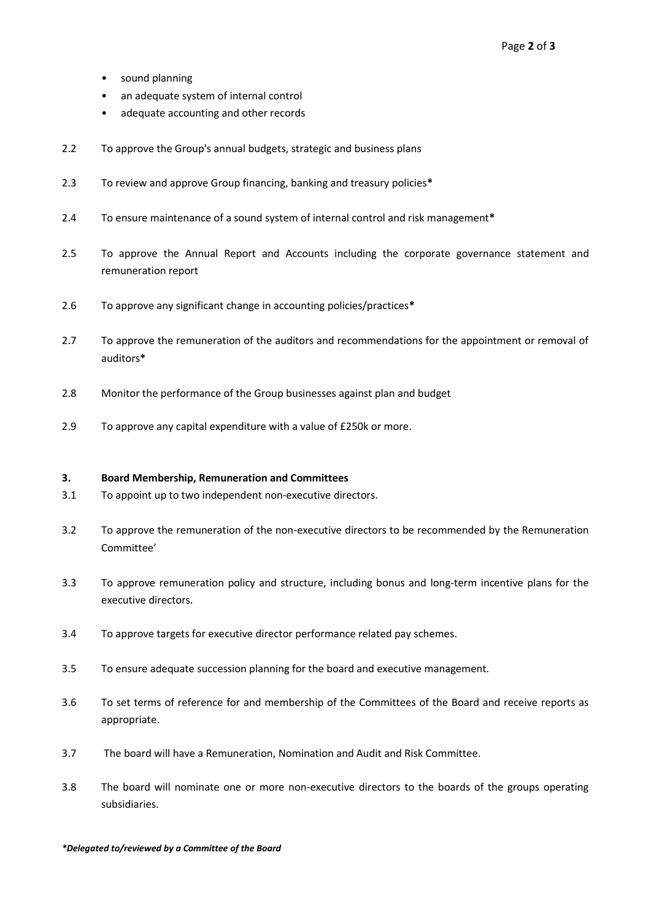- sound planning
- an adequate system of internal control
- adequate accounting and other records

2.2 To approve the Group's annual budgets, strategic and business plans

2.3 To review and approve Group financing, banking and treasury policies**\***

2.4 To ensure maintenance of a sound system of internal control and risk management**\***

2.5 To approve the Annual Report and Accounts including the corporate governance statement and remuneration report

2.6 To approve any significant change in accounting policies/practices**\***

2.7 To approve the remuneration of the auditors and recommendations for the appointment or removal of auditors**\***

2.8 Monitor the performance of the Group businesses against plan and budget

2.9 To approve any capital expenditure with a value of £250k or more.

**3. Board Membership, Remuneration and Committees**

3.1 To appoint up to two independent non-executive directors.

3.2 To approve the remuneration of the non-executive directors to be recommended by the Remuneration Committee'

3.3 To approve remuneration policy and structure, including bonus and long-term incentive plans for the executive directors.

3.4 To approve targets for executive director performance related pay schemes.

3.5 To ensure adequate succession planning for the board and executive management.

3.6 To set terms of reference for and membership of the Committees of the Board and receive reports as appropriate.

3.7 The board will have a Remuneration, Nomination and Audit and Risk Committee.

3.8 The board will nominate one or more non-executive directors to the boards of the groups operating subsidiaries.

***\*Delegated to/reviewed by a Committee of the Board***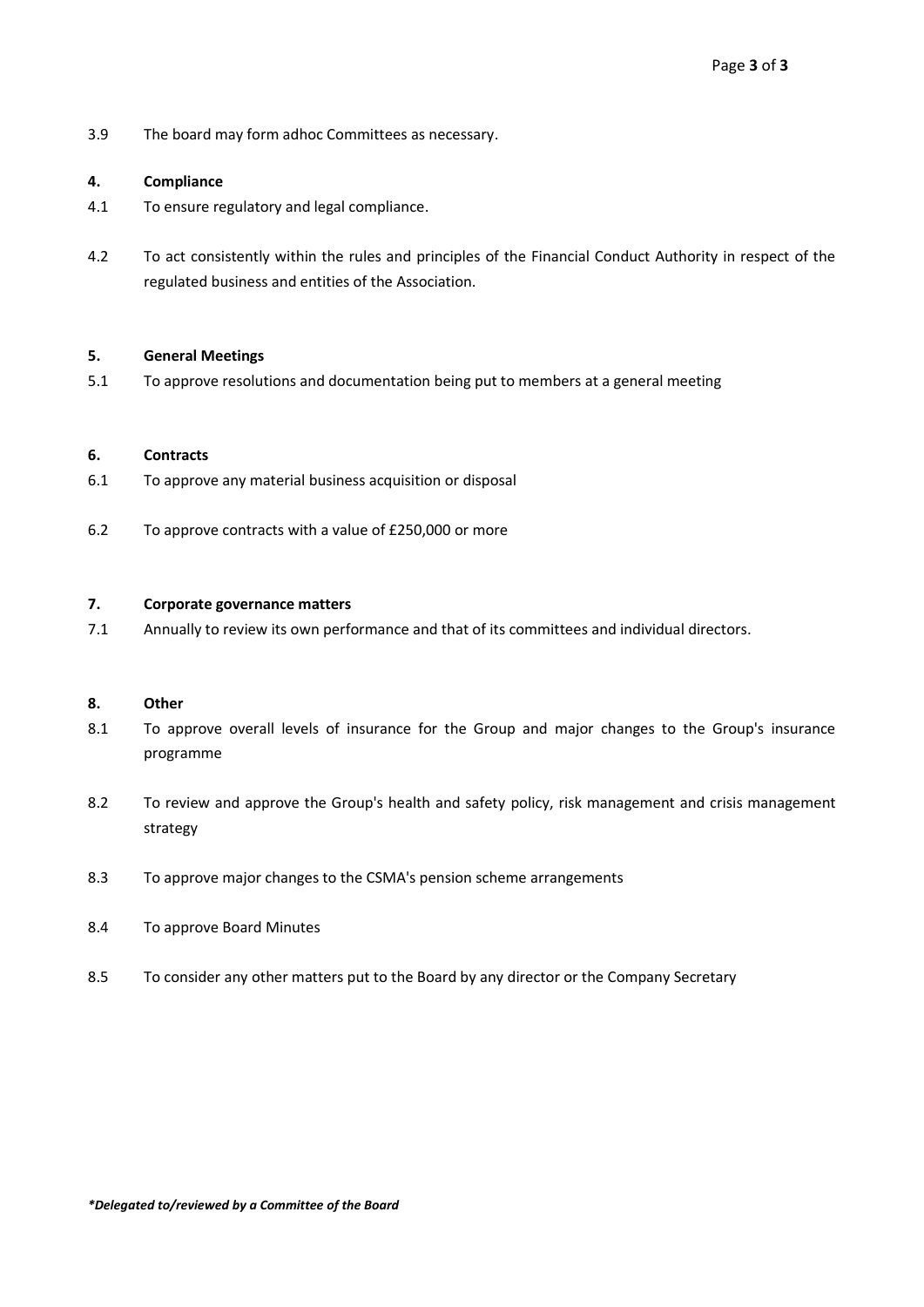3.9 The board may form adhoc Committees as necessary.

## 4. Compliance

4.1 To ensure regulatory and legal compliance.

4.2 To act consistently within the rules and principles of the Financial Conduct Authority in respect of the regulated business and entities of the Association.

## 5. General Meetings

5.1 To approve resolutions and documentation being put to members at a general meeting

## 6. Contracts

6.1 To approve any material business acquisition or disposal

6.2 To approve contracts with a value of £250,000 or more

## 7. Corporate governance matters

7.1 Annually to review its own performance and that of its committees and individual directors.

## 8. Other

8.1 To approve overall levels of insurance for the Group and major changes to the Group's insurance programme

8.2 To review and approve the Group's health and safety policy, risk management and crisis management strategy

8.3 To approve major changes to the CSMA's pension scheme arrangements

8.4 To approve Board Minutes

8.5 To consider any other matters put to the Board by any director or the Company Secretary

***Delegated to/reviewed by a Committee of the Board***